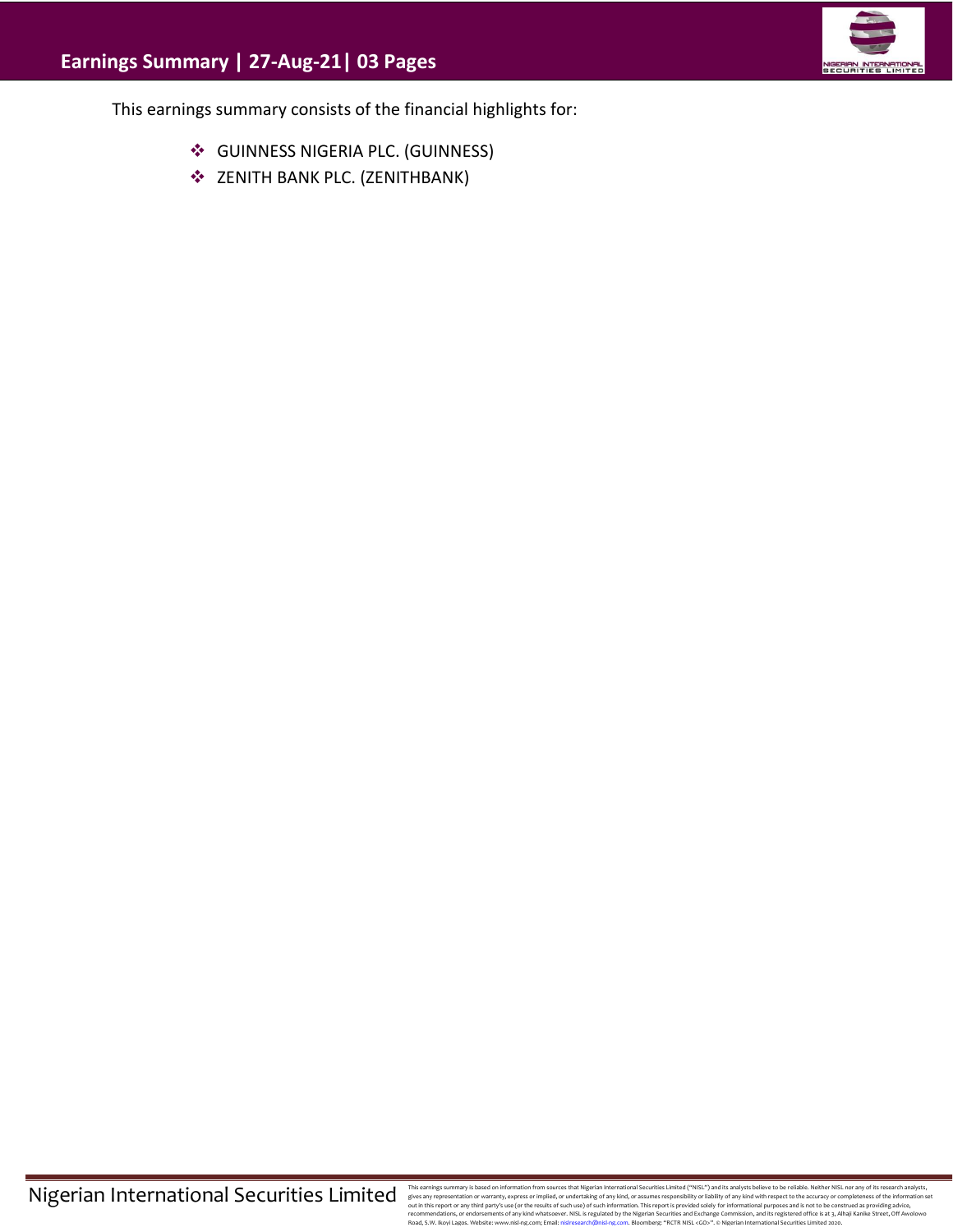# Earnings Summary | 27-Aug-21| 03 Pages

This earnings summary consists of the financial highlights for:

- GUINNESS NIGERIA PLC. (GUINNESS)
- ZENITH BANK PLC. (ZENITHBANK)

Nigerian International Securities Limited

This earnings summary is based on information from sources that Nigerian International Securities Limited ("NISL") and its analysts believe to be reliable. Neither NISL nor any of its research analysts, gives any representation or warranty, express or implied, or undertaking of any kind, or assumes responsibility or liability of any kind with respect to the accuracy or completeness of the information set out in this report or any third party's use (or the results of such use) of such information. This report is provided solely for informational purposes and is not to be construed as providing advice, recommendations, or endorsements of any kind whatsoever. NISL is regulated by the Nigerian Securities and Exchange Commission, and its registered office is at 3, Alhaji Kanike Street, Off Awolowo Road, S.W. Ikoyi Lagos. Website: www.nisl-ng.com; Email: nislresearch@nisl-ng.com. Bloomberg: "RCTR NISL <GO>". © Nigerian International Securities Limited 2020.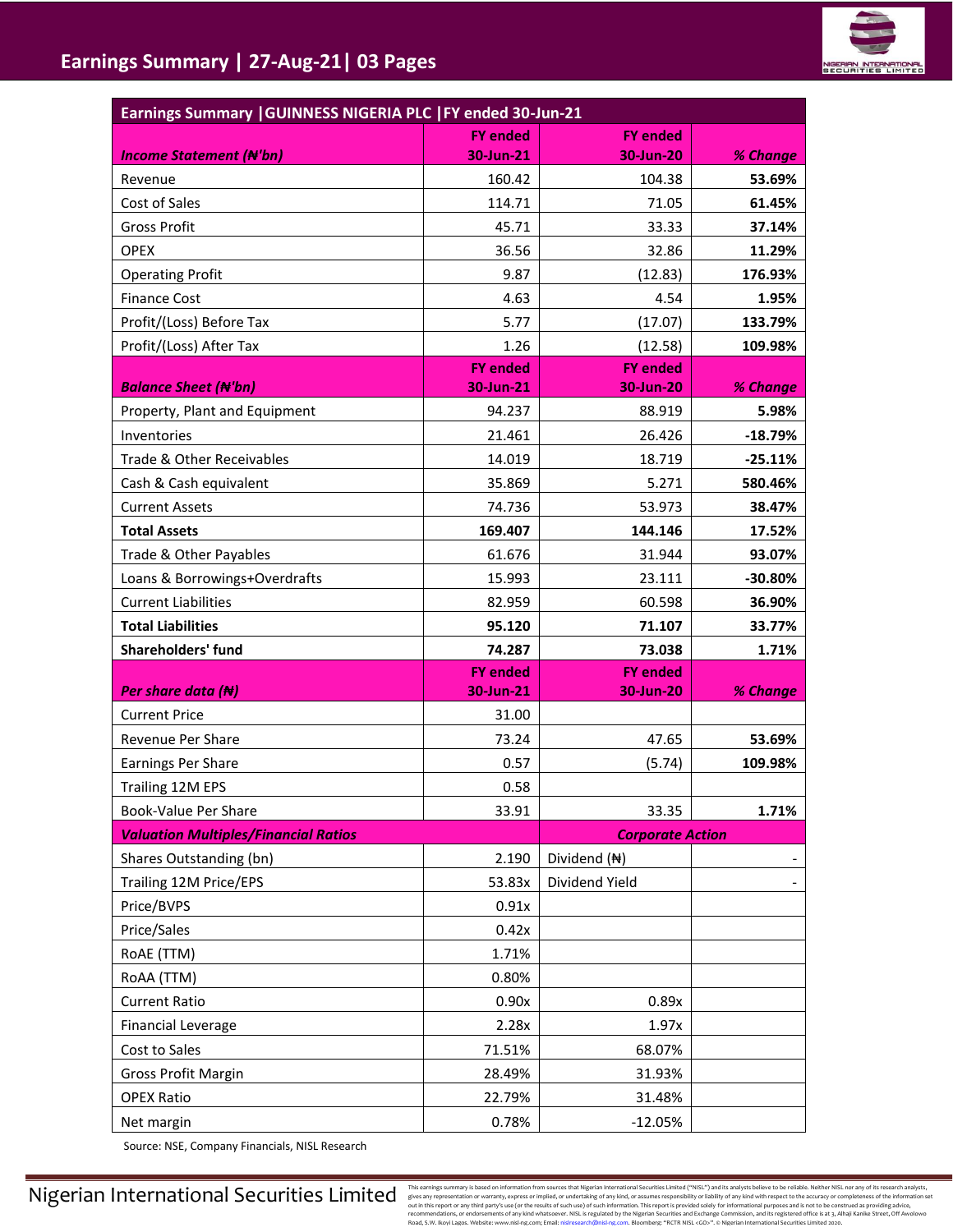## Earnings Summary | 27-Aug-21| 03 Pages

| Earnings Summary \|GUINNESS NIGERIA PLC \|FY ended 30-Jun-21 | | | |
|---|---|---|---|
| ***Income Statement (₦'bn)*** | **FY ended 30-Jun-21** | **FY ended 30-Jun-20** | ***% Change*** |
| Revenue | 160.42 | 104.38 | **53.69%** |
| Cost of Sales | 114.71 | 71.05 | **61.45%** |
| Gross Profit | 45.71 | 33.33 | **37.14%** |
| OPEX | 36.56 | 32.86 | **11.29%** |
| Operating Profit | 9.87 | (12.83) | **176.93%** |
| Finance Cost | 4.63 | 4.54 | **1.95%** |
| Profit/(Loss) Before Tax | 5.77 | (17.07) | **133.79%** |
| Profit/(Loss) After Tax | 1.26 | (12.58) | **109.98%** |
| ***Balance Sheet (₦'bn)*** | **FY ended 30-Jun-21** | **FY ended 30-Jun-20** | ***% Change*** |
| Property, Plant and Equipment | 94.237 | 88.919 | **5.98%** |
| Inventories | 21.461 | 26.426 | **-18.79%** |
| Trade & Other Receivables | 14.019 | 18.719 | **-25.11%** |
| Cash & Cash equivalent | 35.869 | 5.271 | **580.46%** |
| Current Assets | 74.736 | 53.973 | **38.47%** |
| **Total Assets** | **169.407** | **144.146** | **17.52%** |
| Trade & Other Payables | 61.676 | 31.944 | **93.07%** |
| Loans & Borrowings+Overdrafts | 15.993 | 23.111 | **-30.80%** |
| Current Liabilities | 82.959 | 60.598 | **36.90%** |
| **Total Liabilities** | **95.120** | **71.107** | **33.77%** |
| **Shareholders' fund** | **74.287** | **73.038** | **1.71%** |
| ***Per share data (₦)*** | **FY ended 30-Jun-21** | **FY ended 30-Jun-20** | ***% Change*** |
| Current Price | 31.00 | | |
| Revenue Per Share | 73.24 | 47.65 | **53.69%** |
| Earnings Per Share | 0.57 | (5.74) | **109.98%** |
| Trailing 12M EPS | 0.58 | | |
| Book-Value Per Share | 33.91 | 33.35 | **1.71%** |
| ***Valuation Multiples/Financial Ratios*** | | ***Corporate Action*** | |
| Shares Outstanding (bn) | 2.190 | Dividend (₦) | - |
| Trailing 12M Price/EPS | 53.83x | Dividend Yield | - |
| Price/BVPS | 0.91x | | |
| Price/Sales | 0.42x | | |
| RoAE (TTM) | 1.71% | | |
| RoAA (TTM) | 0.80% | | |
| Current Ratio | 0.90x | 0.89x | |
| Financial Leverage | 2.28x | 1.97x | |
| Cost to Sales | 71.51% | 68.07% | |
| Gross Profit Margin | 28.49% | 31.93% | |
| OPEX Ratio | 22.79% | 31.48% | |
| Net margin | 0.78% | -12.05% | |

Source: NSE, Company Financials, NISL Research

Nigerian International Securities Limited

This earnings summary is based on information from sources that Nigerian International Securities Limited ("NISL") and its analysts believe to be reliable. Neither NISL nor any of its research analysts, gives any representation or warranty, express or implied, or undertaking of any kind, or assumes responsibility or liability of any kind with respect to the accuracy or completeness of the information set out in this report or any third party's use (or the results of such use) of such information. This report is provided solely for informational purposes and is not to be construed as providing advice, recommendations, or endorsements of any kind whatsoever. NISL is regulated by the Nigerian Securities and Exchange Commission, and its registered office is at 3, Alhaji Kanike Street, Off Awolowo Road, S.W. Ikoyi Lagos. Website: www.nisl-ng.com; Email: nislresearch@nisl-ng.com. Bloomberg: "RCTR NISL <GO>". © Nigerian International Securities Limited 2020.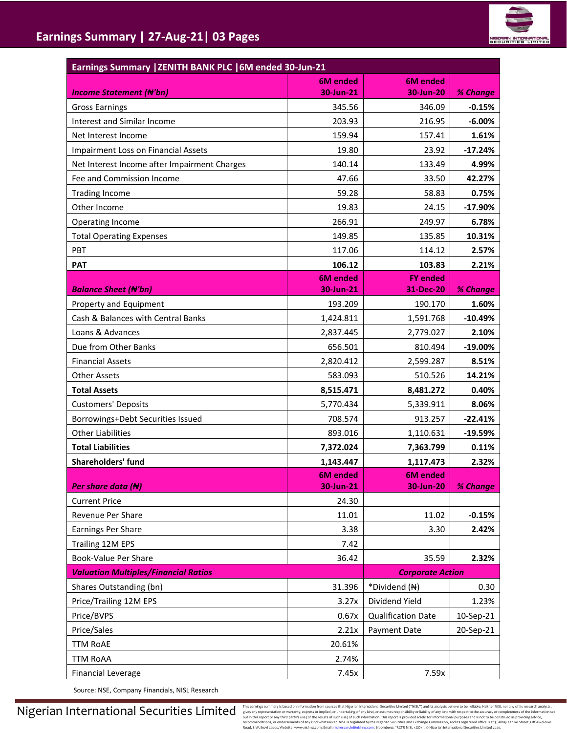# Earnings Summary | 27-Aug-21| 03 Pages

| Earnings Summary \|ZENITH BANK PLC \|6M ended 30-Jun-21 | | | |
|---|---|---|---|
| ***Income Statement (₦'bn)*** | **6M ended 30-Jun-21** | **6M ended 30-Jun-20** | ***% Change*** |
| Gross Earnings | 345.56 | 346.09 | **-0.15%** |
| Interest and Similar Income | 203.93 | 216.95 | **-6.00%** |
| Net Interest Income | 159.94 | 157.41 | **1.61%** |
| Impairment Loss on Financial Assets | 19.80 | 23.92 | **-17.24%** |
| Net Interest Income after Impairment Charges | 140.14 | 133.49 | **4.99%** |
| Fee and Commission Income | 47.66 | 33.50 | **42.27%** |
| Trading Income | 59.28 | 58.83 | **0.75%** |
| Other Income | 19.83 | 24.15 | **-17.90%** |
| Operating Income | 266.91 | 249.97 | **6.78%** |
| Total Operating Expenses | 149.85 | 135.85 | **10.31%** |
| PBT | 117.06 | 114.12 | **2.57%** |
| **PAT** | **106.12** | **103.83** | **2.21%** |
| ***Balance Sheet (₦'bn)*** | **6M ended 30-Jun-21** | **FY ended 31-Dec-20** | ***% Change*** |
| Property and Equipment | 193.209 | 190.170 | **1.60%** |
| Cash & Balances with Central Banks | 1,424.811 | 1,591.768 | **-10.49%** |
| Loans & Advances | 2,837.445 | 2,779.027 | **2.10%** |
| Due from Other Banks | 656.501 | 810.494 | **-19.00%** |
| Financial Assets | 2,820.412 | 2,599.287 | **8.51%** |
| Other Assets | 583.093 | 510.526 | **14.21%** |
| **Total Assets** | **8,515.471** | **8,481.272** | **0.40%** |
| Customers' Deposits | 5,770.434 | 5,339.911 | **8.06%** |
| Borrowings+Debt Securities Issued | 708.574 | 913.257 | **-22.41%** |
| Other Liabilities | 893.016 | 1,110.631 | **-19.59%** |
| **Total Liabilities** | **7,372.024** | **7,363.799** | **0.11%** |
| **Shareholders' fund** | **1,143.447** | **1,117.473** | **2.32%** |
| ***Per share data (₦)*** | **6M ended 30-Jun-21** | **6M ended 30-Jun-20** | ***% Change*** |
| Current Price | 24.30 | | |
| Revenue Per Share | 11.01 | 11.02 | **-0.15%** |
| Earnings Per Share | 3.38 | 3.30 | **2.42%** |
| Trailing 12M EPS | 7.42 | | |
| Book-Value Per Share | 36.42 | 35.59 | **2.32%** |
| ***Valuation Multiples/Financial Ratios*** | | ***Corporate Action*** | |
| Shares Outstanding (bn) | 31.396 | *Dividend (₦) | 0.30 |
| Price/Trailing 12M EPS | 3.27x | Dividend Yield | 1.23% |
| Price/BVPS | 0.67x | Qualification Date | 10-Sep-21 |
| Price/Sales | 2.21x | Payment Date | 20-Sep-21 |
| TTM RoAE | 20.61% | | |
| TTM RoAA | 2.74% | | |
| Financial Leverage | 7.45x | 7.59x | |

Source: NSE, Company Financials, NISL Research

Nigerian International Securities Limited

This earnings summary is based on information from sources that Nigerian International Securities Limited ("NISL") and its analysts believe to be reliable. Neither NISL nor any of its research analysts, gives any representation or warranty, express or implied, or undertaking of any kind, or assumes responsibility or liability of any kind with respect to the accuracy or completeness of the information set out in this report or any third party's use (or the results of such use) of such information. This report is provided solely for informational purposes and is not to be construed as providing advice, recommendations, or endorsements of any kind whatsoever. NISL is regulated by the Nigerian Securities and Exchange Commission, and its registered office is at 3, Alhaji Kanike Street, Off Awolowo Road, S.W. Ikoyi Lagos. Website: www.nisl-ng.com; Email: nislresearch@nisl-ng.com. Bloomberg: "RCTR NISL <GO>". © Nigerian International Securities Limited 2020.